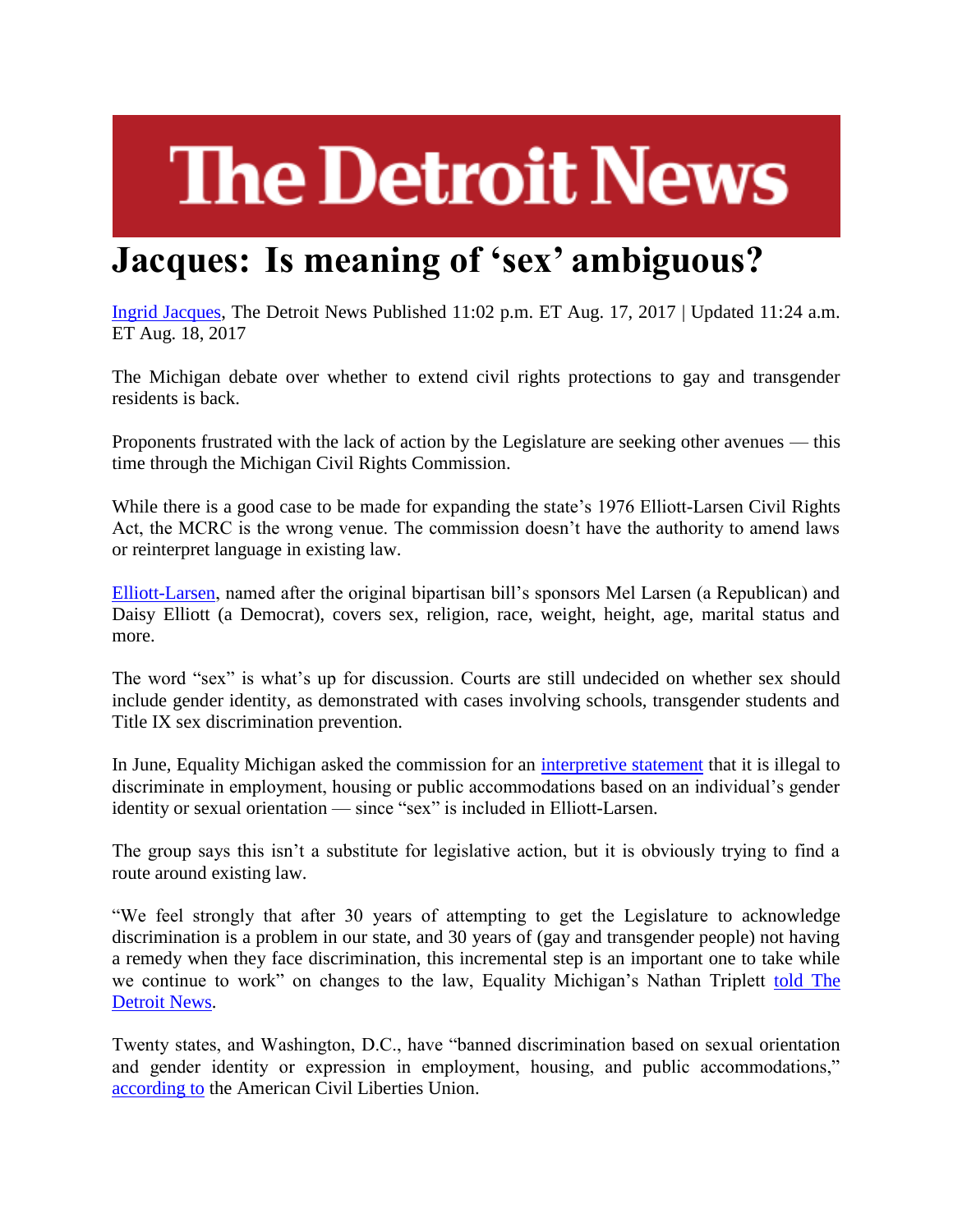# The Detroit News

# Jacques: Is meaning of 'sex' ambiguous?

Ingrid Jacques, The Detroit News Published 11:02 p.m. ET Aug. 17, 2017 | Updated 11:24 a.m. ET Aug. 18, 2017

The Michigan debate over whether to extend civil rights protections to gay and transgender residents is back.

Proponents frustrated with the lack of action by the Legislature are seeking other avenues — this time through the Michigan Civil Rights Commission.

While there is a good case to be made for expanding the state's 1976 Elliott-Larsen Civil Rights Act, the MCRC is the wrong venue. The commission doesn't have the authority to amend laws or reinterpret language in existing law.

Elliott-Larsen, named after the original bipartisan bill's sponsors Mel Larsen (a Republican) and Daisy Elliott (a Democrat), covers sex, religion, race, weight, height, age, marital status and more.

The word "sex" is what's up for discussion. Courts are still undecided on whether sex should include gender identity, as demonstrated with cases involving schools, transgender students and Title IX sex discrimination prevention.

In June, Equality Michigan asked the commission for an interpretive statement that it is illegal to discriminate in employment, housing or public accommodations based on an individual's gender identity or sexual orientation — since "sex" is included in Elliott-Larsen.

The group says this isn't a substitute for legislative action, but it is obviously trying to find a route around existing law.

"We feel strongly that after 30 years of attempting to get the Legislature to acknowledge discrimination is a problem in our state, and 30 years of (gay and transgender people) not having a remedy when they face discrimination, this incremental step is an important one to take while we continue to work" on changes to the law, Equality Michigan's Nathan Triplett told The Detroit News.

Twenty states, and Washington, D.C., have "banned discrimination based on sexual orientation and gender identity or expression in employment, housing, and public accommodations," according to the American Civil Liberties Union.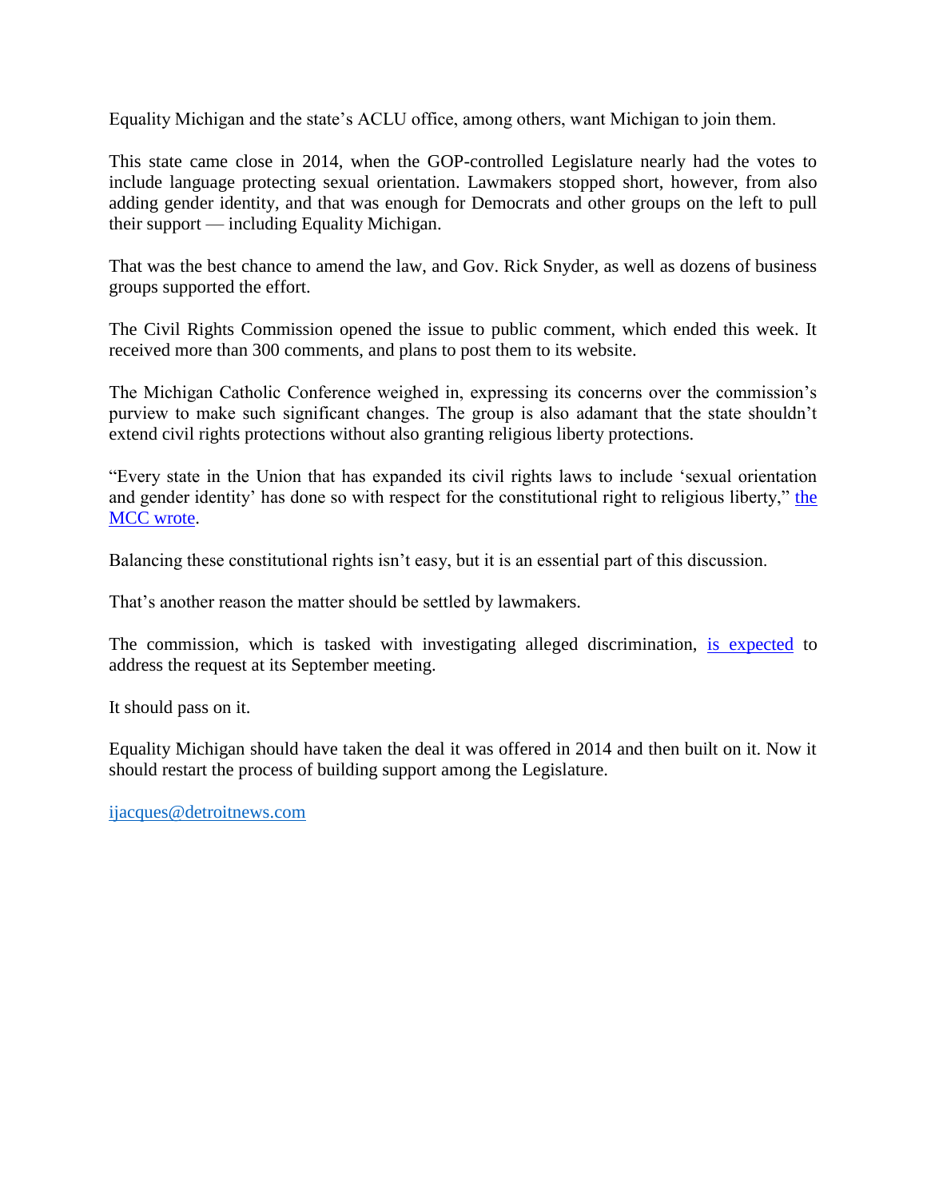Equality Michigan and the state's ACLU office, among others, want Michigan to join them.

This state came close in 2014, when the GOP-controlled Legislature nearly had the votes to include language protecting sexual orientation. Lawmakers stopped short, however, from also adding gender identity, and that was enough for Democrats and other groups on the left to pull their support — including Equality Michigan.

That was the best chance to amend the law, and Gov. Rick Snyder, as well as dozens of business groups supported the effort.

The Civil Rights Commission opened the issue to public comment, which ended this week. It received more than 300 comments, and plans to post them to its website.

The Michigan Catholic Conference weighed in, expressing its concerns over the commission's purview to make such significant changes. The group is also adamant that the state shouldn't extend civil rights protections without also granting religious liberty protections.

"Every state in the Union that has expanded its civil rights laws to include 'sexual orientation and gender identity' has done so with respect for the constitutional right to religious liberty," the MCC wrote.

Balancing these constitutional rights isn't easy, but it is an essential part of this discussion.

That's another reason the matter should be settled by lawmakers.

The commission, which is tasked with investigating alleged discrimination, is expected to address the request at its September meeting.

It should pass on it.

Equality Michigan should have taken the deal it was offered in 2014 and then built on it. Now it should restart the process of building support among the Legislature.

ijacques@detroitnews.com